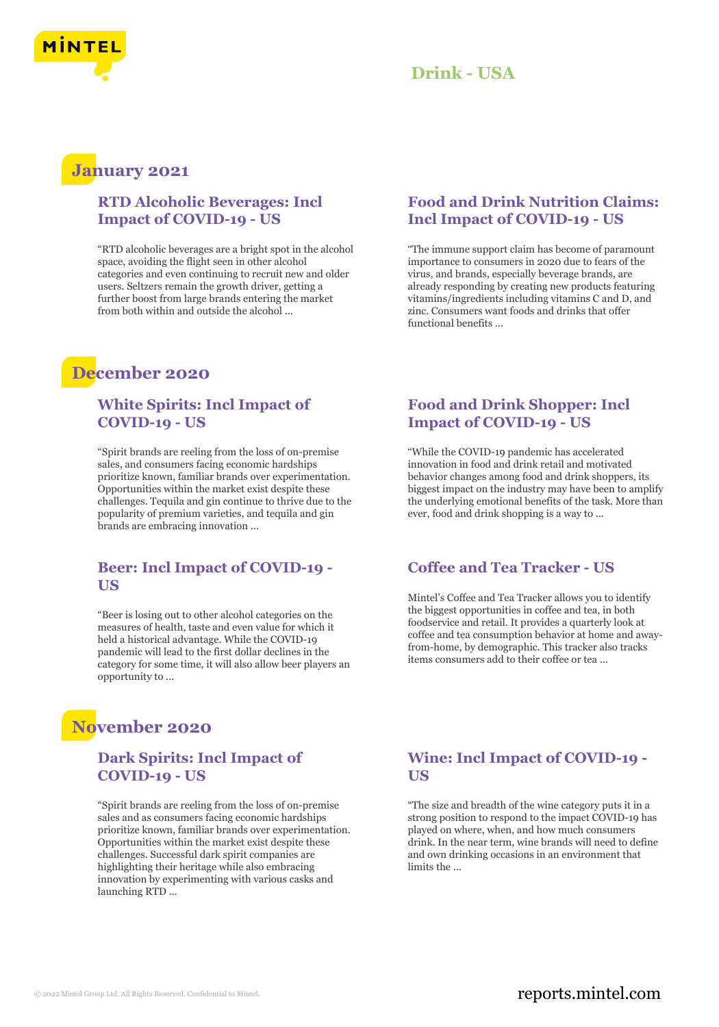# Drink - USA

## January 2021

### RTD Alcoholic Beverages: Incl Impact of COVID-19 - US

"RTD alcoholic beverages are a bright spot in the alcohol space, avoiding the flight seen in other alcohol categories and even continuing to recruit new and older users. Seltzers remain the growth driver, getting a further boost from large brands entering the market from both within and outside the alcohol ...

### Food and Drink Nutrition Claims: Incl Impact of COVID-19 - US

"The immune support claim has become of paramount importance to consumers in 2020 due to fears of the virus, and brands, especially beverage brands, are already responding by creating new products featuring vitamins/ingredients including vitamins C and D, and zinc. Consumers want foods and drinks that offer functional benefits ...

## December 2020

### White Spirits: Incl Impact of COVID-19 - US

"Spirit brands are reeling from the loss of on-premise sales, and consumers facing economic hardships prioritize known, familiar brands over experimentation. Opportunities within the market exist despite these challenges. Tequila and gin continue to thrive due to the popularity of premium varieties, and tequila and gin brands are embracing innovation ...

### Food and Drink Shopper: Incl Impact of COVID-19 - US

"While the COVID-19 pandemic has accelerated innovation in food and drink retail and motivated behavior changes among food and drink shoppers, its biggest impact on the industry may have been to amplify the underlying emotional benefits of the task. More than ever, food and drink shopping is a way to ...

### Beer: Incl Impact of COVID-19 - US

"Beer is losing out to other alcohol categories on the measures of health, taste and even value for which it held a historical advantage. While the COVID-19 pandemic will lead to the first dollar declines in the category for some time, it will also allow beer players an opportunity to ...

### Coffee and Tea Tracker - US

Mintel's Coffee and Tea Tracker allows you to identify the biggest opportunities in coffee and tea, in both foodservice and retail. It provides a quarterly look at coffee and tea consumption behavior at home and away-from-home, by demographic. This tracker also tracks items consumers add to their coffee or tea ...

## November 2020

### Dark Spirits: Incl Impact of COVID-19 - US

"Spirit brands are reeling from the loss of on-premise sales and as consumers facing economic hardships prioritize known, familiar brands over experimentation. Opportunities within the market exist despite these challenges. Successful dark spirit companies are highlighting their heritage while also embracing innovation by experimenting with various casks and launching RTD ...

### Wine: Incl Impact of COVID-19 - US

"The size and breadth of the wine category puts it in a strong position to respond to the impact COVID-19 has played on where, when, and how much consumers drink. In the near term, wine brands will need to define and own drinking occasions in an environment that limits the ...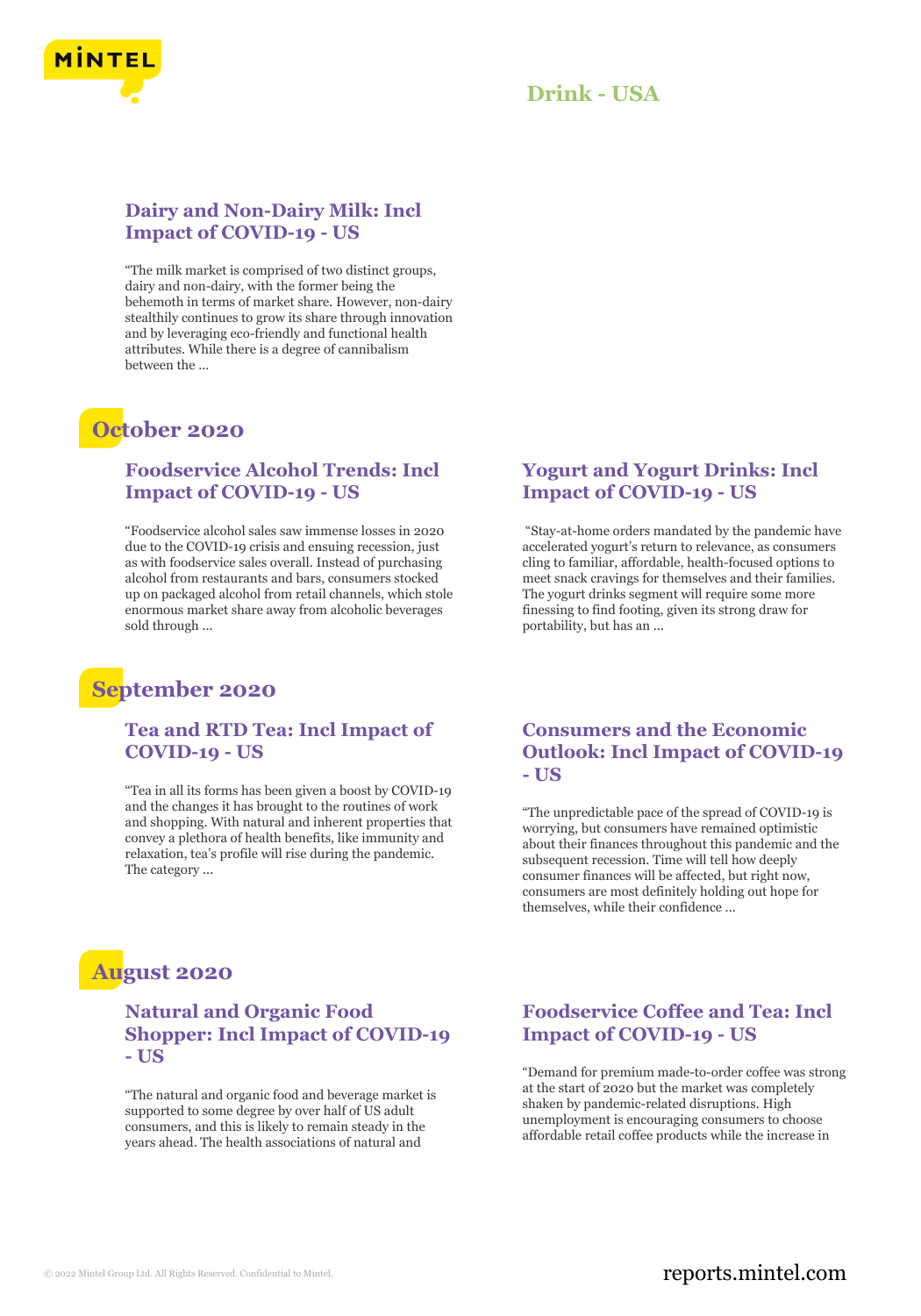#### Dairy and Non-Dairy Milk: Incl Impact of COVID-19 - US

"The milk market is comprised of two distinct groups, dairy and non-dairy, with the former being the behemoth in terms of market share. However, non-dairy stealthily continues to grow its share through innovation and by leveraging eco-friendly and functional health attributes. While there is a degree of cannibalism between the ...

## October 2020

#### Foodservice Alcohol Trends: Incl Impact of COVID-19 - US

"Foodservice alcohol sales saw immense losses in 2020 due to the COVID-19 crisis and ensuing recession, just as with foodservice sales overall. Instead of purchasing alcohol from restaurants and bars, consumers stocked up on packaged alcohol from retail channels, which stole enormous market share away from alcoholic beverages sold through ...

#### Yogurt and Yogurt Drinks: Incl Impact of COVID-19 - US

"Stay-at-home orders mandated by the pandemic have accelerated yogurt's return to relevance, as consumers cling to familiar, affordable, health-focused options to meet snack cravings for themselves and their families. The yogurt drinks segment will require some more finessing to find footing, given its strong draw for portability, but has an ...

## September 2020

#### Tea and RTD Tea: Incl Impact of COVID-19 - US

"Tea in all its forms has been given a boost by COVID-19 and the changes it has brought to the routines of work and shopping. With natural and inherent properties that convey a plethora of health benefits, like immunity and relaxation, tea's profile will rise during the pandemic. The category ...

#### Consumers and the Economic Outlook: Incl Impact of COVID-19 - US

"The unpredictable pace of the spread of COVID-19 is worrying, but consumers have remained optimistic about their finances throughout this pandemic and the subsequent recession. Time will tell how deeply consumer finances will be affected, but right now, consumers are most definitely holding out hope for themselves, while their confidence ...

## August 2020

#### Natural and Organic Food Shopper: Incl Impact of COVID-19 - US

"The natural and organic food and beverage market is supported to some degree by over half of US adult consumers, and this is likely to remain steady in the years ahead. The health associations of natural and

#### Foodservice Coffee and Tea: Incl Impact of COVID-19 - US

"Demand for premium made-to-order coffee was strong at the start of 2020 but the market was completely shaken by pandemic-related disruptions. High unemployment is encouraging consumers to choose affordable retail coffee products while the increase in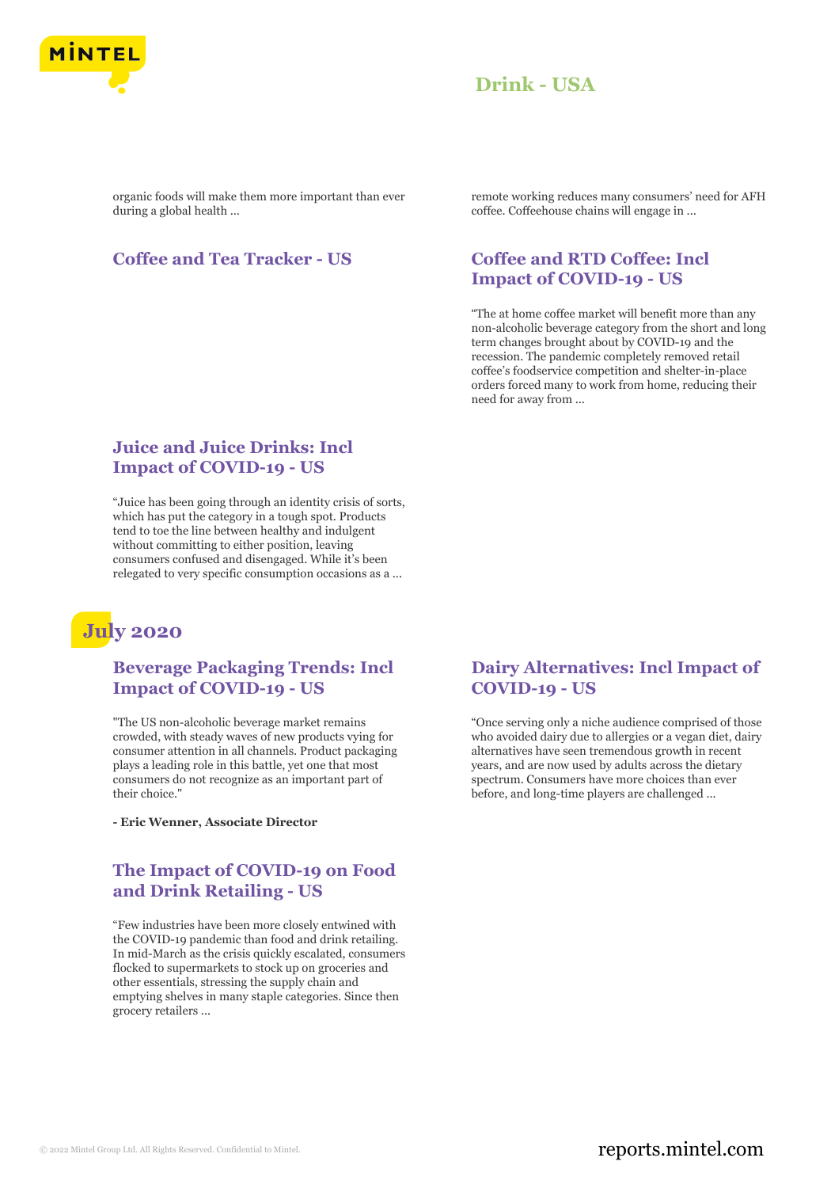organic foods will make them more important than ever during a global health ...

remote working reduces many consumers' need for AFH coffee. Coffeehouse chains will engage in ...

### Coffee and Tea Tracker - US

### Coffee and RTD Coffee: Incl Impact of COVID-19 - US

"The at home coffee market will benefit more than any non-alcoholic beverage category from the short and long term changes brought about by COVID-19 and the recession. The pandemic completely removed retail coffee's foodservice competition and shelter-in-place orders forced many to work from home, reducing their need for away from ...

### Juice and Juice Drinks: Incl Impact of COVID-19 - US

"Juice has been going through an identity crisis of sorts, which has put the category in a tough spot. Products tend to toe the line between healthy and indulgent without committing to either position, leaving consumers confused and disengaged. While it's been relegated to very specific consumption occasions as a ...

## July 2020

### Beverage Packaging Trends: Incl Impact of COVID-19 - US

"The US non-alcoholic beverage market remains crowded, with steady waves of new products vying for consumer attention in all channels. Product packaging plays a leading role in this battle, yet one that most consumers do not recognize as an important part of their choice."

**- Eric Wenner, Associate Director**

### The Impact of COVID-19 on Food and Drink Retailing - US

"Few industries have been more closely entwined with the COVID-19 pandemic than food and drink retailing. In mid-March as the crisis quickly escalated, consumers flocked to supermarkets to stock up on groceries and other essentials, stressing the supply chain and emptying shelves in many staple categories. Since then grocery retailers ...

### Dairy Alternatives: Incl Impact of COVID-19 - US

"Once serving only a niche audience comprised of those who avoided dairy due to allergies or a vegan diet, dairy alternatives have seen tremendous growth in recent years, and are now used by adults across the dietary spectrum. Consumers have more choices than ever before, and long-time players are challenged ...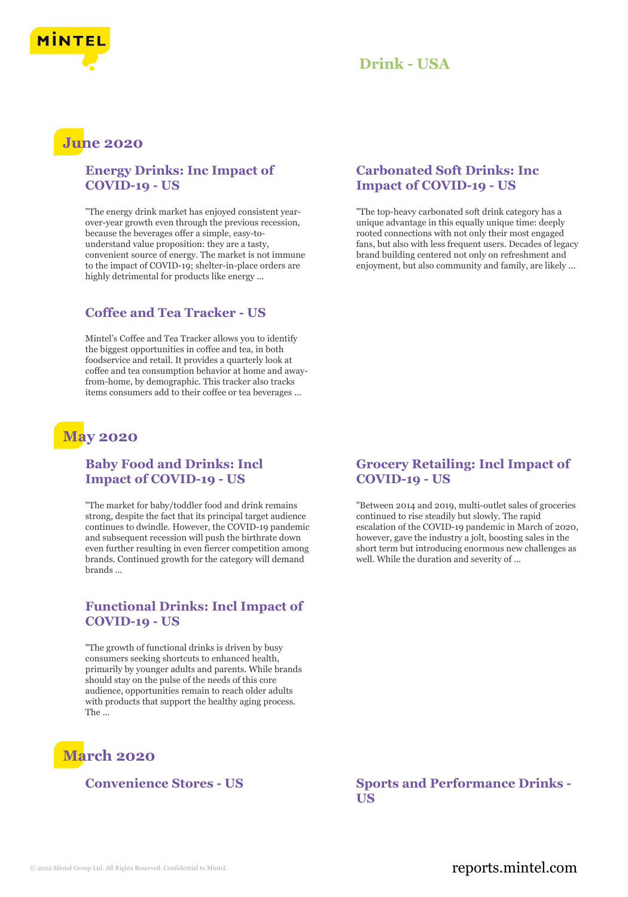# Drink - USA

## June 2020

### Energy Drinks: Inc Impact of COVID-19 - US

"The energy drink market has enjoyed consistent year-over-year growth even through the previous recession, because the beverages offer a simple, easy-to-understand value proposition: they are a tasty, convenient source of energy. The market is not immune to the impact of COVID-19; shelter-in-place orders are highly detrimental for products like energy ...

### Carbonated Soft Drinks: Inc Impact of COVID-19 - US

"The top-heavy carbonated soft drink category has a unique advantage in this equally unique time: deeply rooted connections with not only their most engaged fans, but also with less frequent users. Decades of legacy brand building centered not only on refreshment and enjoyment, but also community and family, are likely ...

### Coffee and Tea Tracker - US

Mintel's Coffee and Tea Tracker allows you to identify the biggest opportunities in coffee and tea, in both foodservice and retail. It provides a quarterly look at coffee and tea consumption behavior at home and away-from-home, by demographic. This tracker also tracks items consumers add to their coffee or tea beverages ...

## May 2020

### Baby Food and Drinks: Incl Impact of COVID-19 - US

"The market for baby/toddler food and drink remains strong, despite the fact that its principal target audience continues to dwindle. However, the COVID-19 pandemic and subsequent recession will push the birthrate down even further resulting in even fiercer competition among brands. Continued growth for the category will demand brands ...

### Grocery Retailing: Incl Impact of COVID-19 - US

"Between 2014 and 2019, multi-outlet sales of groceries continued to rise steadily but slowly. The rapid escalation of the COVID-19 pandemic in March of 2020, however, gave the industry a jolt, boosting sales in the short term but introducing enormous new challenges as well. While the duration and severity of ...

### Functional Drinks: Incl Impact of COVID-19 - US

"The growth of functional drinks is driven by busy consumers seeking shortcuts to enhanced health, primarily by younger adults and parents. While brands should stay on the pulse of the needs of this core audience, opportunities remain to reach older adults with products that support the healthy aging process. The ...

## March 2020

### Convenience Stores - US

### Sports and Performance Drinks - US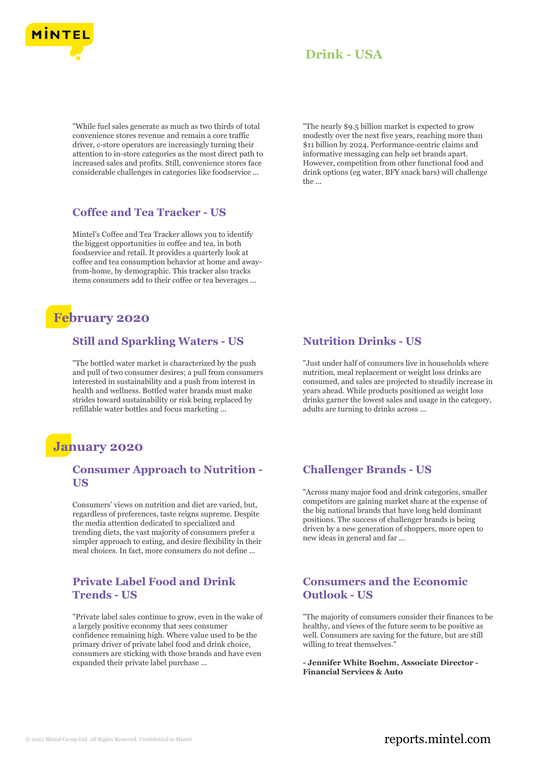# Drink - USA

"While fuel sales generate as much as two thirds of total convenience stores revenue and remain a core traffic driver, c-store operators are increasingly turning their attention to in-store categories as the most direct path to increased sales and profits. Still, convenience stores face considerable challenges in categories like foodservice ...

"The nearly $9.5 billion market is expected to grow modestly over the next five years, reaching more than $11 billion by 2024. Performance-centric claims and informative messaging can help set brands apart. However, competition from other functional food and drink options (eg water, BFY snack bars) will challenge the ...

### Coffee and Tea Tracker - US

Mintel's Coffee and Tea Tracker allows you to identify the biggest opportunities in coffee and tea, in both foodservice and retail. It provides a quarterly look at coffee and tea consumption behavior at home and away-from-home, by demographic. This tracker also tracks items consumers add to their coffee or tea beverages ...

## February 2020

### Still and Sparkling Waters - US

"The bottled water market is characterized by the push and pull of two consumer desires; a pull from consumers interested in sustainability and a push from interest in health and wellness. Bottled water brands must make strides toward sustainability or risk being replaced by refillable water bottles and focus marketing ...

### Nutrition Drinks - US

"Just under half of consumers live in households where nutrition, meal replacement or weight loss drinks are consumed, and sales are projected to steadily increase in years ahead. While products positioned as weight loss drinks garner the lowest sales and usage in the category, adults are turning to drinks across ...

## January 2020

### Consumer Approach to Nutrition - US

Consumers' views on nutrition and diet are varied, but, regardless of preferences, taste reigns supreme. Despite the media attention dedicated to specialized and trending diets, the vast majority of consumers prefer a simpler approach to eating, and desire flexibility in their meal choices. In fact, more consumers do not define ...

### Challenger Brands - US

"Across many major food and drink categories, smaller competitors are gaining market share at the expense of the big national brands that have long held dominant positions. The success of challenger brands is being driven by a new generation of shoppers, more open to new ideas in general and far ...

### Private Label Food and Drink Trends - US

"Private label sales continue to grow, even in the wake of a largely positive economy that sees consumer confidence remaining high. Where value used to be the primary driver of private label food and drink choice, consumers are sticking with those brands and have even expanded their private label purchase ...

### Consumers and the Economic Outlook - US

"The majority of consumers consider their finances to be healthy, and views of the future seem to be positive as well. Consumers are saving for the future, but are still willing to treat themselves."

**- Jennifer White Boehm, Associate Director - Financial Services & Auto**